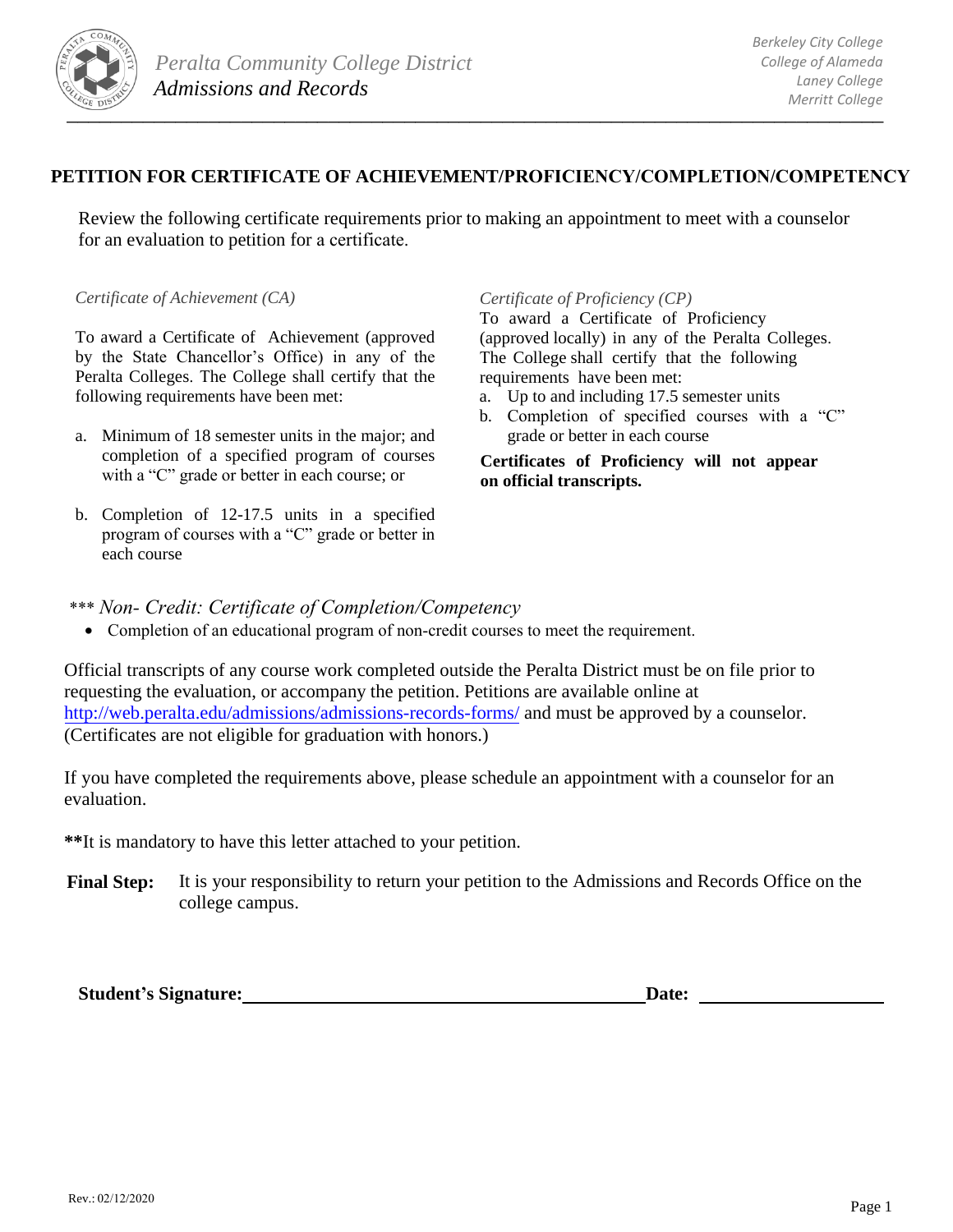Peralta Community College District
*Admissions and Records*

*Berkeley City College*
*College of Alameda*
*Laney College*
*Merritt College*

# PETITION FOR CERTIFICATE OF ACHIEVEMENT/PROFICIENCY/COMPLETION/COMPETENCY

Review the following certificate requirements prior to making an appointment to meet with a counselor for an evaluation to petition for a certificate.

*Certificate of Achievement (CA)*

To award a Certificate of Achievement (approved by the State Chancellor's Office) in any of the Peralta Colleges. The College shall certify that the following requirements have been met:

a. Minimum of 18 semester units in the major; and completion of a specified program of courses with a "C" grade or better in each course; or

b. Completion of 12-17.5 units in a specified program of courses with a "C" grade or better in each course

*Certificate of Proficiency (CP)*

To award a Certificate of Proficiency (approved locally) in any of the Peralta Colleges. The College shall certify that the following requirements have been met:

a. Up to and including 17.5 semester units
b. Completion of specified courses with a "C" grade or better in each course

**Certificates of Proficiency will not appear on official transcripts.**

*\*\*\* Non- Credit: Certificate of Completion/Competency*

- Completion of an educational program of non-credit courses to meet the requirement.

Official transcripts of any course work completed outside the Peralta District must be on file prior to requesting the evaluation, or accompany the petition. Petitions are available online at http://web.peralta.edu/admissions/admissions-records-forms/ and must be approved by a counselor. (Certificates are not eligible for graduation with honors.)

If you have completed the requirements above, please schedule an appointment with a counselor for an evaluation.

**\*\***It is mandatory to have this letter attached to your petition.

**Final Step:** It is your responsibility to return your petition to the Admissions and Records Office on the college campus.

**Student's Signature:**\_\_\_\_\_\_\_\_\_\_\_\_\_\_\_\_\_\_\_\_\_\_\_\_\_\_\_\_\_\_\_\_\_\_\_\_ **Date:** \_\_\_\_\_\_\_\_\_\_\_\_\_\_\_\_

Rev.: 02/12/2020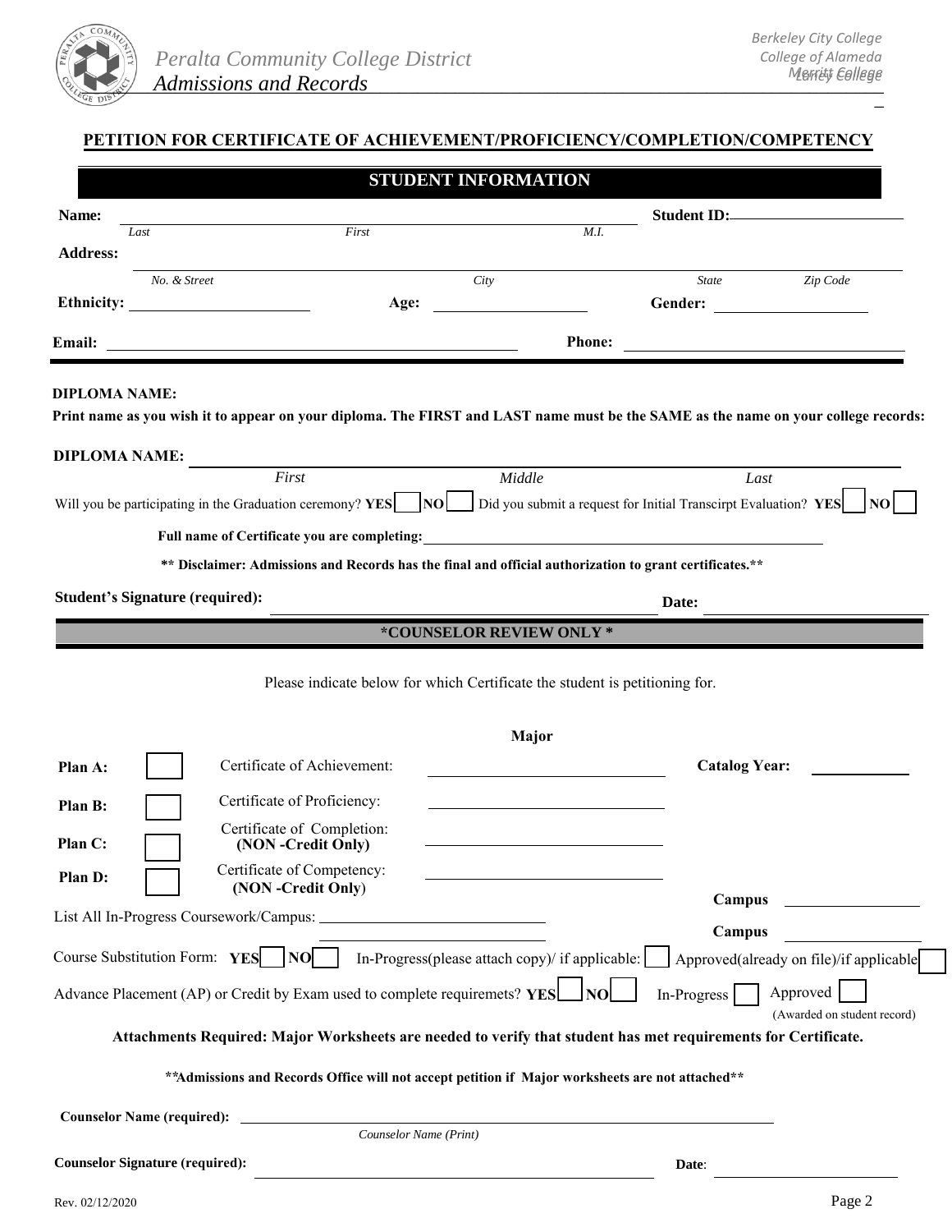Peralta Community College District
Admissions and Records

Berkeley City College
College of Alameda
Merritt College
Laney College

## PETITION FOR CERTIFICATE OF ACHIEVEMENT/PROFICIENCY/COMPLETION/COMPETENCY

### STUDENT INFORMATION

**Name:** ______________________________ **Student ID:** ______________
*Last* *First* *M.I.*

**Address:** ______________________________
*No. & Street* *City* *State* *Zip Code*

**Ethnicity:** ______________ **Age:** ______________ **Gender:** ______________

**Email:** ______________________________ **Phone:** ______________

**DIPLOMA NAME:**

**Print name as you wish it to appear on your diploma. The FIRST and LAST name must be the SAME as the name on your college records:**

**DIPLOMA NAME:** ______________________________
*First* *Middle* *Last*

Will you be participating in the Graduation ceremony? **YES** ☐ **NO** ☐ Did you submit a request for Initial Transcirpt Evaluation? **YES** ☐ **NO** ☐

**Full name of Certificate you are completing:** ______________________________

**\*\* Disclaimer: Admissions and Records has the final and official authorization to grant certificates.\*\***

**Student's Signature (required):** ______________________________ **Date:** ______________

### *COUNSELOR REVIEW ONLY *

Please indicate below for which Certificate the student is petitioning for.

| | | | Major | |
|---|---|---|---|---|
| **Plan A:** | ☐ | Certificate of Achievement: | ______________ | **Catalog Year:** ______ |
| **Plan B:** | ☐ | Certificate of Proficiency: | ______________ | |
| **Plan C:** | ☐ | Certificate of Completion: **(NON -Credit Only)** | ______________ | |
| **Plan D:** | ☐ | Certificate of Competency: **(NON -Credit Only)** | ______________ | |

List All In-Progress Coursework/Campus: ______________ **Campus** ______________
______________ **Campus** ______________

Course Substitution Form: **YES** ☐ **NO** ☐ In-Progress(please attach copy)/ if applicable: ☐ Approved(already on file)/if applicable ☐

Advance Placement (AP) or Credit by Exam used to complete requiremets? **YES** ☐ **NO** ☐ In-Progress ☐ Approved ☐
(Awarded on student record)

**Attachments Required: Major Worksheets are needed to verify that student has met requirements for Certificate.**

**\*\*Admissions and Records Office will not accept petition if Major worksheets are not attached\*\***

**Counselor Name (required):** ______________________________
*Counselor Name (Print)*

**Counselor Signature (required):** ______________________________ **Date:** ______________

Rev. 02/12/2020